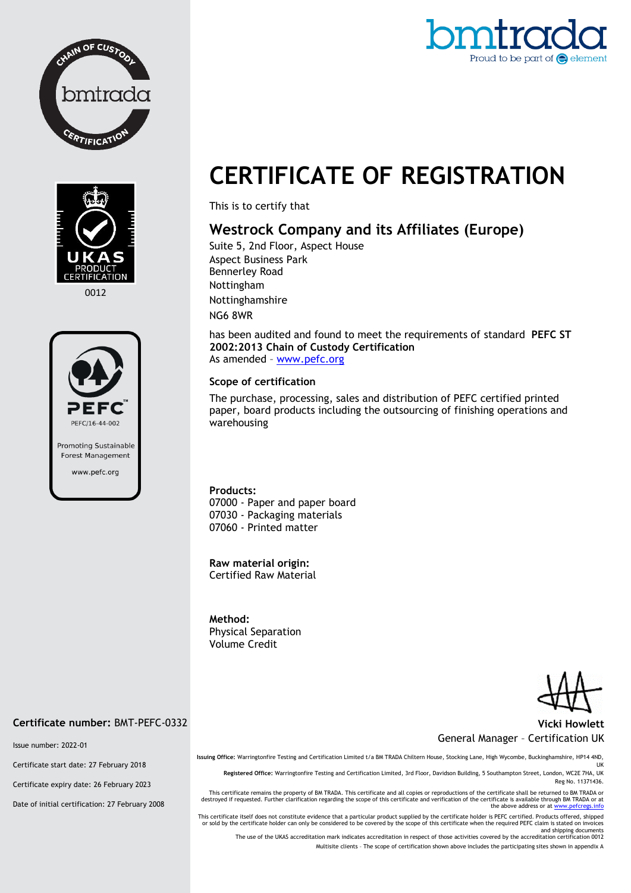# CERTIFICATE OF REGISTRATION

This is to certify that

## Westrock Company and its Affiliates (Europe)

Suite 5, 2nd Floor, Aspect House
Aspect Business Park
Bennerley Road
Nottingham
Nottinghamshire
NG6 8WR

has been audited and found to meet the requirements of standard **PEFC ST 2002:2013 Chain of Custody Certification**
As amended – www.pefc.org

### Scope of certification

The purchase, processing, sales and distribution of PEFC certified printed paper, board products including the outsourcing of finishing operations and warehousing

**Products:**
07000 - Paper and paper board
07030 - Packaging materials
07060 - Printed matter

**Raw material origin:**
Certified Raw Material

**Method:**
Physical Separation
Volume Credit

**Vicki Howlett**
General Manager – Certification UK

**Certificate number:** BMT-PEFC-0332

Issue number: 2022-01

Certificate start date: 27 February 2018

Certificate expiry date: 26 February 2023

Date of initial certification: 27 February 2008

UKAS PRODUCT CERTIFICATION 0012

PEFC/16-44-002
Promoting Sustainable Forest Management
www.pefc.org

**Issuing Office:** Warringtonfire Testing and Certification Limited t/a BM TRADA Chiltern House, Stocking Lane, High Wycombe, Buckinghamshire, HP14 4ND, UK

**Registered Office:** Warringtonfire Testing and Certification Limited, 3rd Floor, Davidson Building, 5 Southampton Street, London, WC2E 7HA, UK
Reg No. 11371436.

This certificate remains the property of BM TRADA. This certificate and all copies or reproductions of the certificate shall be returned to BM TRADA or destroyed if requested. Further clarification regarding the scope of this certificate and verification of the certificate is available through BM TRADA or at the above address or at www.pefcregs.info

This certificate itself does not constitute evidence that a particular product supplied by the certificate holder is PEFC certified. Products offered, shipped or sold by the certificate holder can only be considered to be covered by the scope of this certificate when the required PEFC claim is stated on invoices and shipping documents

The use of the UKAS accreditation mark indicates accreditation in respect of those activities covered by the accreditation certification 0012

Multisite clients - The scope of certification shown above includes the participating sites shown in appendix A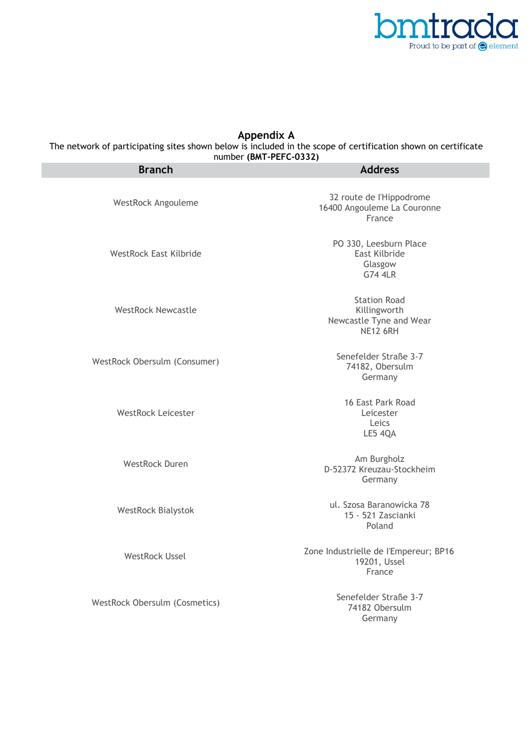## Appendix A

The network of participating sites shown below is included in the scope of certification shown on certificate number **(BMT-PEFC-0332)**

| Branch | Address |
|---|---|
| WestRock Angouleme | 32 route de l'Hippodrome<br>16400 Angouleme La Couronne<br>France |
| WestRock East Kilbride | PO 330, Leesburn Place<br>East Kilbride<br>Glasgow<br>G74 4LR |
| WestRock Newcastle | Station Road<br>Killingworth<br>Newcastle Tyne and Wear<br>NE12 6RH |
| WestRock Obersulm (Consumer) | Senefelder Straße 3-7<br>74182, Obersulm<br>Germany |
| WestRock Leicester | 16 East Park Road<br>Leicester<br>Leics<br>LE5 4QA |
| WestRock Duren | Am Burgholz<br>D-52372 Kreuzau-Stockheim<br>Germany |
| WestRock Bialystok | ul. Szosa Baranowicka 78<br>15 - 521 Zascianki<br>Poland |
| WestRock Ussel | Zone Industrielle de l'Empereur; BP16<br>19201, Ussel<br>France |
| WestRock Obersulm (Cosmetics) | Senefelder Straße 3-7<br>74182 Obersulm<br>Germany |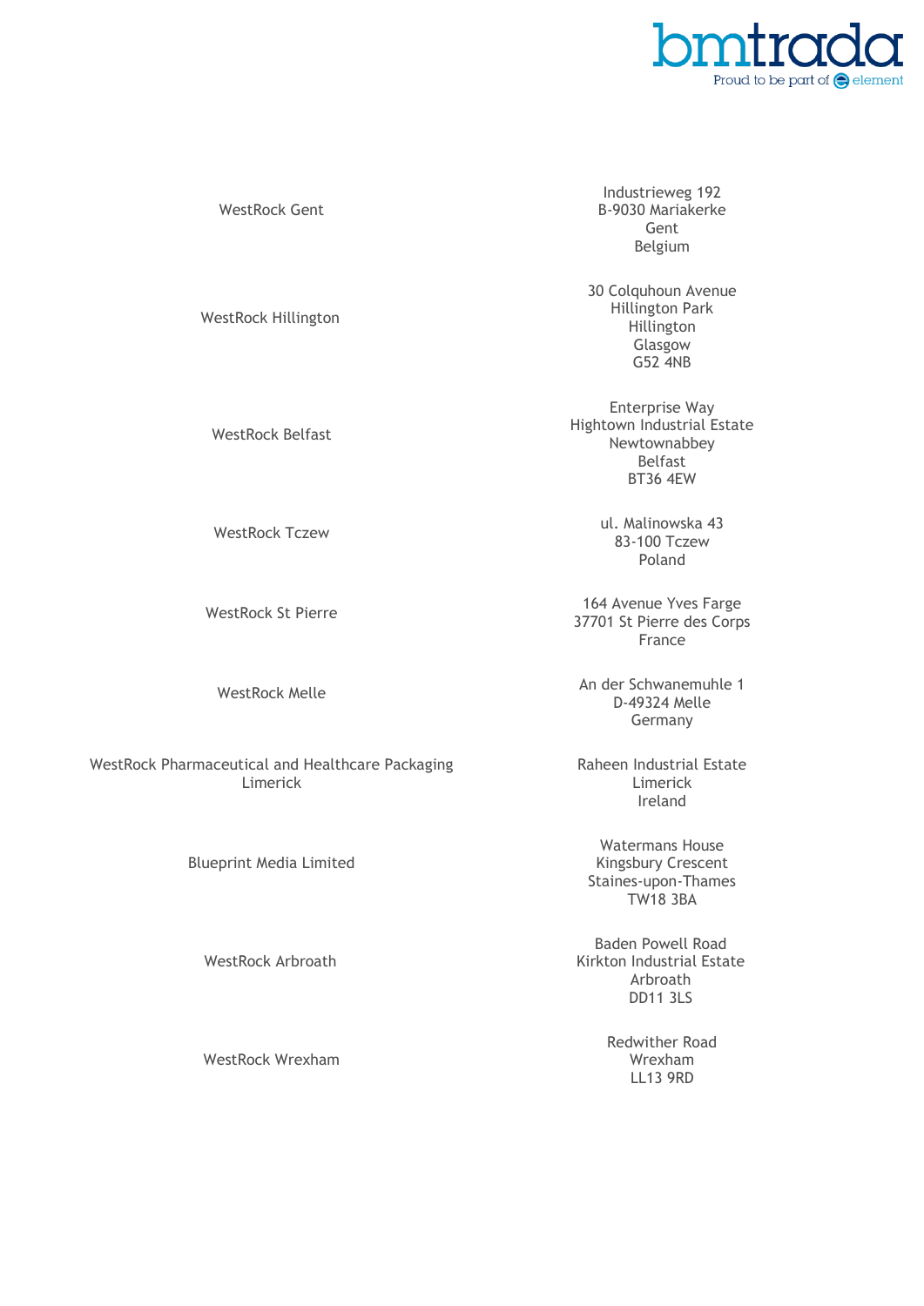| | |
|---|---|
| WestRock Gent | Industrieweg 192<br>B-9030 Mariakerke<br>Gent<br>Belgium |
| WestRock Hillington | 30 Colquhoun Avenue<br>Hillington Park<br>Hillington<br>Glasgow<br>G52 4NB |
| WestRock Belfast | Enterprise Way<br>Hightown Industrial Estate<br>Newtownabbey<br>Belfast<br>BT36 4EW |
| WestRock Tczew | ul. Malinowska 43<br>83-100 Tczew<br>Poland |
| WestRock St Pierre | 164 Avenue Yves Farge<br>37701 St Pierre des Corps<br>France |
| WestRock Melle | An der Schwanemuhle 1<br>D-49324 Melle<br>Germany |
| WestRock Pharmaceutical and Healthcare Packaging Limerick | Raheen Industrial Estate<br>Limerick<br>Ireland |
| Blueprint Media Limited | Watermans House<br>Kingsbury Crescent<br>Staines-upon-Thames<br>TW18 3BA |
| WestRock Arbroath | Baden Powell Road<br>Kirkton Industrial Estate<br>Arbroath<br>DD11 3LS |
| WestRock Wrexham | Redwither Road<br>Wrexham<br>LL13 9RD |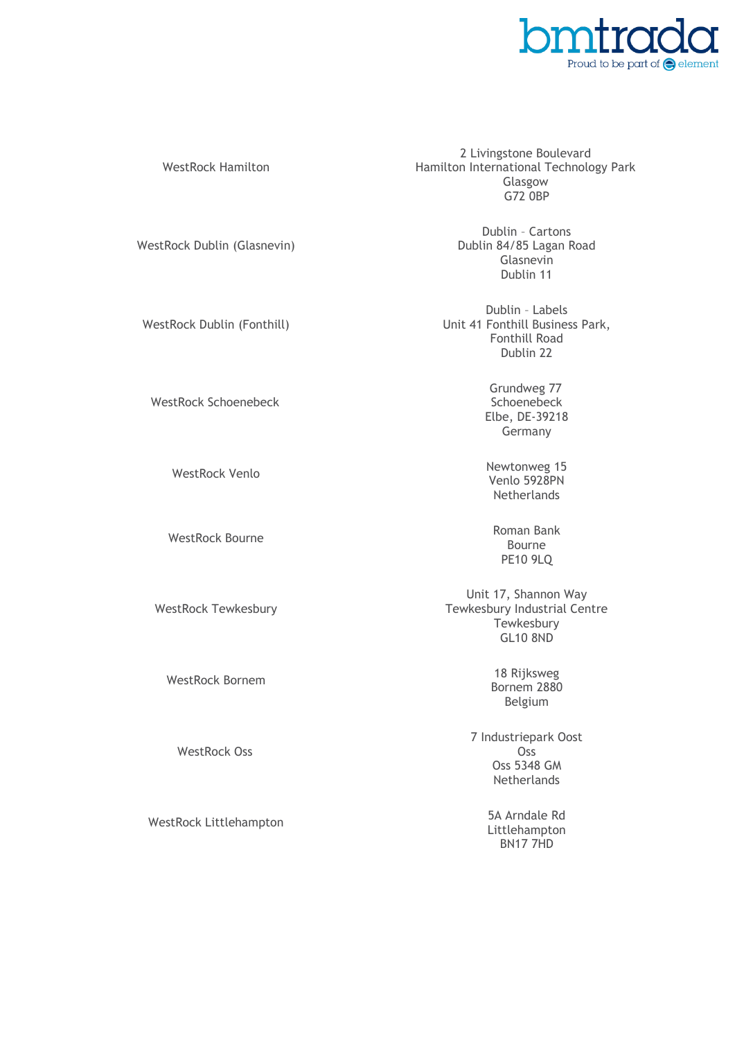| | |
|---|---|
| WestRock Hamilton | 2 Livingstone Boulevard<br>Hamilton International Technology Park<br>Glasgow<br>G72 0BP |
| WestRock Dublin (Glasnevin) | Dublin – Cartons<br>Dublin 84/85 Lagan Road<br>Glasnevin<br>Dublin 11 |
| WestRock Dublin (Fonthill) | Dublin – Labels<br>Unit 41 Fonthill Business Park,<br>Fonthill Road<br>Dublin 22 |
| WestRock Schoenebeck | Grundweg 77<br>Schoenebeck<br>Elbe, DE-39218<br>Germany |
| WestRock Venlo | Newtonweg 15<br>Venlo 5928PN<br>Netherlands |
| WestRock Bourne | Roman Bank<br>Bourne<br>PE10 9LQ |
| WestRock Tewkesbury | Unit 17, Shannon Way<br>Tewkesbury Industrial Centre<br>Tewkesbury<br>GL10 8ND |
| WestRock Bornem | 18 Rijksweg<br>Bornem 2880<br>Belgium |
| WestRock Oss | 7 Industriepark Oost<br>Oss<br>Oss 5348 GM<br>Netherlands |
| WestRock Littlehampton | 5A Arndale Rd<br>Littlehampton<br>BN17 7HD |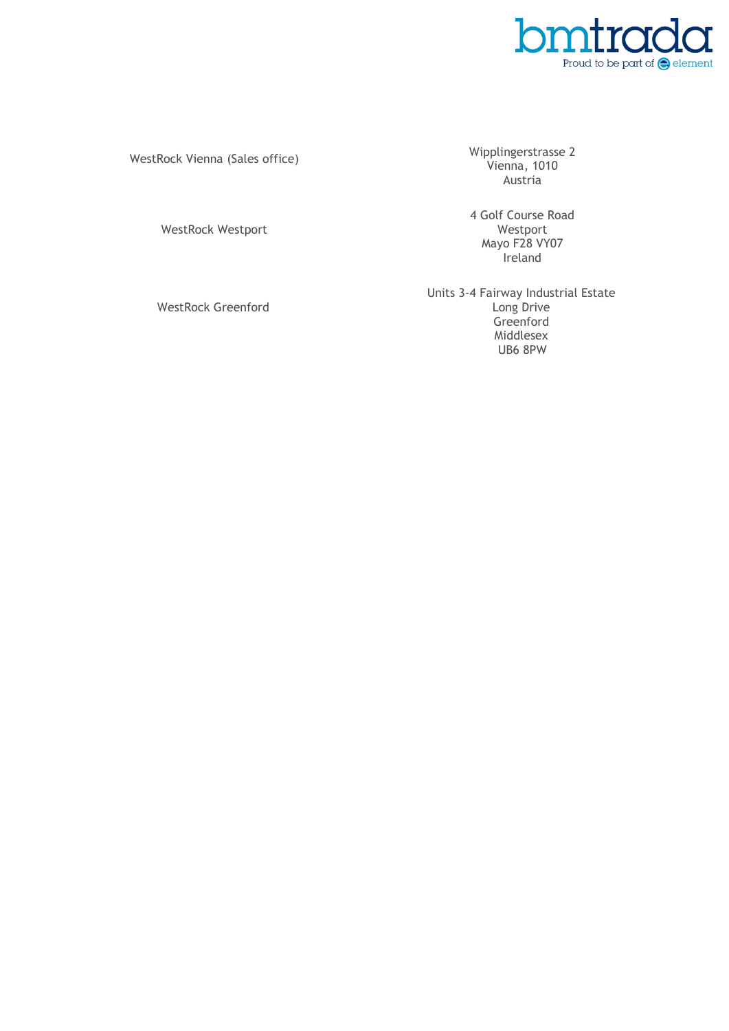| | |
|---|---|
| WestRock Vienna (Sales office) | Wipplingerstrasse 2<br>Vienna, 1010<br>Austria |
| WestRock Westport | 4 Golf Course Road<br>Westport<br>Mayo F28 VY07<br>Ireland |
| WestRock Greenford | Units 3-4 Fairway Industrial Estate<br>Long Drive<br>Greenford<br>Middlesex<br>UB6 8PW |